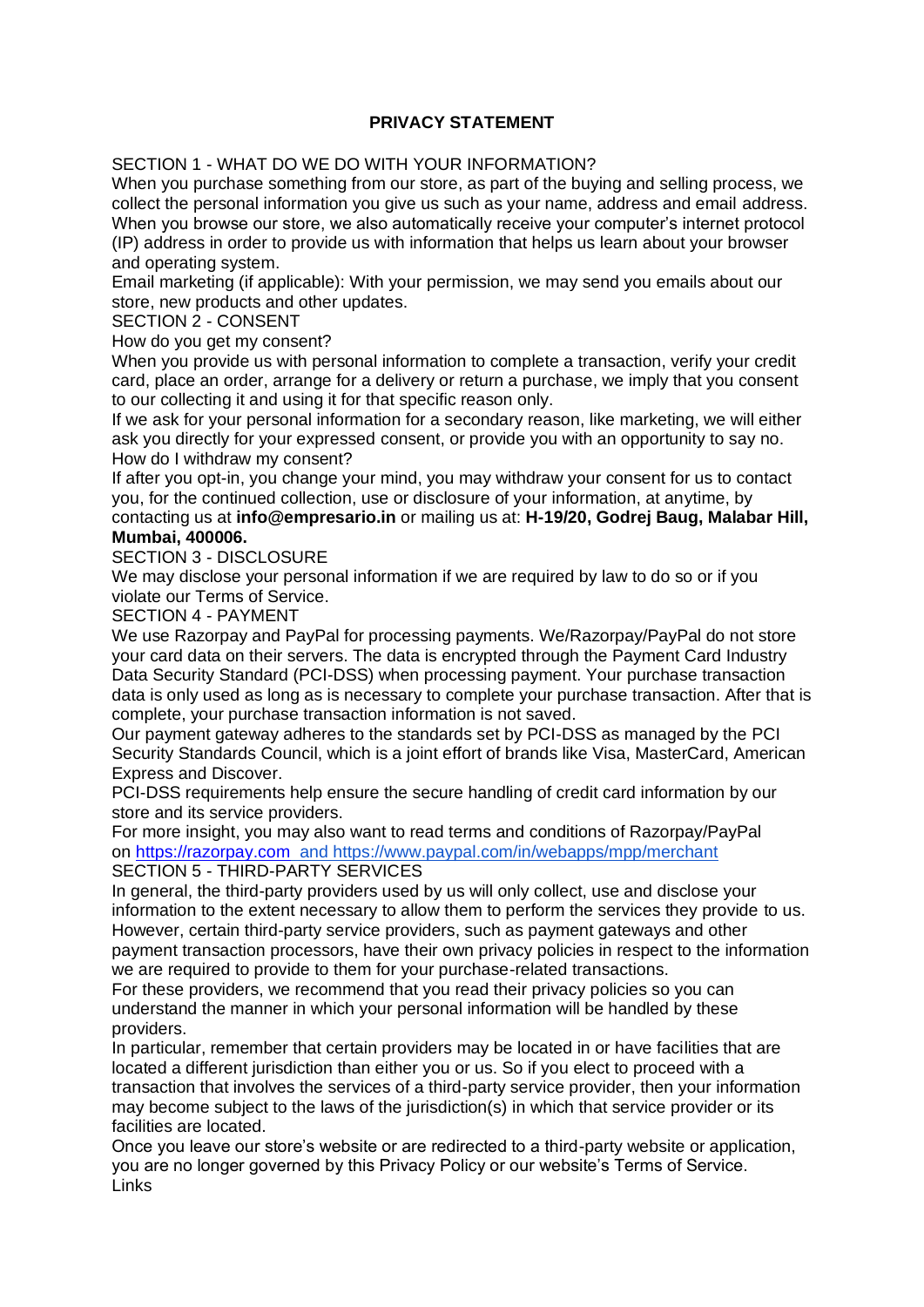# PRIVACY STATEMENT

SECTION 1 - WHAT DO WE DO WITH YOUR INFORMATION?

When you purchase something from our store, as part of the buying and selling process, we collect the personal information you give us such as your name, address and email address. When you browse our store, we also automatically receive your computer's internet protocol (IP) address in order to provide us with information that helps us learn about your browser and operating system.

Email marketing (if applicable): With your permission, we may send you emails about our store, new products and other updates.

SECTION 2 - CONSENT

How do you get my consent?

When you provide us with personal information to complete a transaction, verify your credit card, place an order, arrange for a delivery or return a purchase, we imply that you consent to our collecting it and using it for that specific reason only.

If we ask for your personal information for a secondary reason, like marketing, we will either ask you directly for your expressed consent, or provide you with an opportunity to say no.

How do I withdraw my consent?

If after you opt-in, you change your mind, you may withdraw your consent for us to contact you, for the continued collection, use or disclosure of your information, at anytime, by contacting us at **info@empresario.in** or mailing us at: **H-19/20, Godrej Baug, Malabar Hill, Mumbai, 400006.**

SECTION 3 - DISCLOSURE

We may disclose your personal information if we are required by law to do so or if you violate our Terms of Service.

SECTION 4 - PAYMENT

We use Razorpay and PayPal for processing payments. We/Razorpay/PayPal do not store your card data on their servers. The data is encrypted through the Payment Card Industry Data Security Standard (PCI-DSS) when processing payment. Your purchase transaction data is only used as long as is necessary to complete your purchase transaction. After that is complete, your purchase transaction information is not saved.

Our payment gateway adheres to the standards set by PCI-DSS as managed by the PCI Security Standards Council, which is a joint effort of brands like Visa, MasterCard, American Express and Discover.

PCI-DSS requirements help ensure the secure handling of credit card information by our store and its service providers.

For more insight, you may also want to read terms and conditions of Razorpay/PayPal on https://razorpay.com and https://www.paypal.com/in/webapps/mpp/merchant

SECTION 5 - THIRD-PARTY SERVICES

In general, the third-party providers used by us will only collect, use and disclose your information to the extent necessary to allow them to perform the services they provide to us. However, certain third-party service providers, such as payment gateways and other payment transaction processors, have their own privacy policies in respect to the information we are required to provide to them for your purchase-related transactions.

For these providers, we recommend that you read their privacy policies so you can understand the manner in which your personal information will be handled by these providers.

In particular, remember that certain providers may be located in or have facilities that are located a different jurisdiction than either you or us. So if you elect to proceed with a transaction that involves the services of a third-party service provider, then your information may become subject to the laws of the jurisdiction(s) in which that service provider or its facilities are located.

Once you leave our store's website or are redirected to a third-party website or application, you are no longer governed by this Privacy Policy or our website's Terms of Service.

Links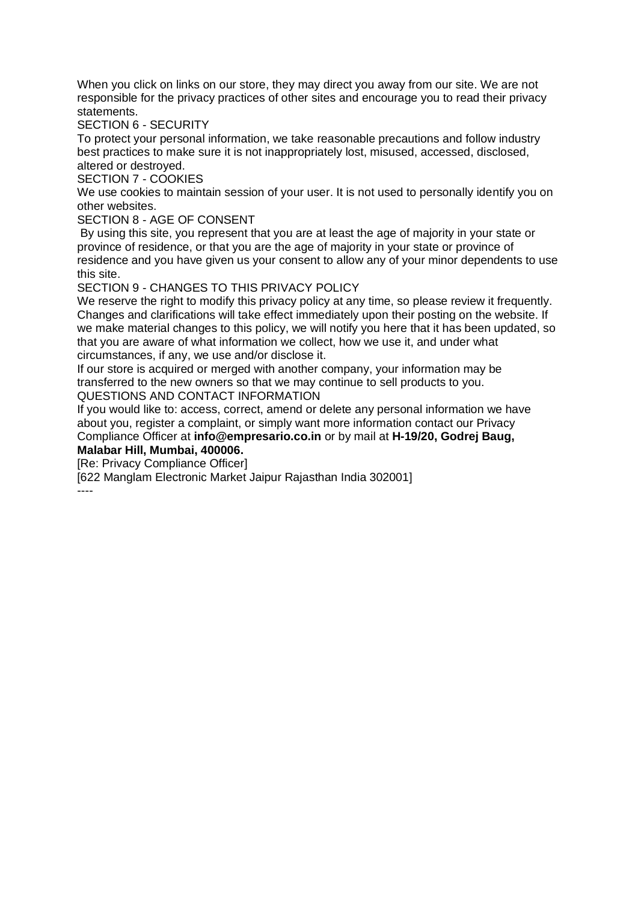When you click on links on our store, they may direct you away from our site. We are not responsible for the privacy practices of other sites and encourage you to read their privacy statements.

SECTION 6 - SECURITY

To protect your personal information, we take reasonable precautions and follow industry best practices to make sure it is not inappropriately lost, misused, accessed, disclosed, altered or destroyed.

SECTION 7 - COOKIES

We use cookies to maintain session of your user. It is not used to personally identify you on other websites.

SECTION 8 - AGE OF CONSENT

By using this site, you represent that you are at least the age of majority in your state or province of residence, or that you are the age of majority in your state or province of residence and you have given us your consent to allow any of your minor dependents to use this site.

SECTION 9 - CHANGES TO THIS PRIVACY POLICY

We reserve the right to modify this privacy policy at any time, so please review it frequently. Changes and clarifications will take effect immediately upon their posting on the website. If we make material changes to this policy, we will notify you here that it has been updated, so that you are aware of what information we collect, how we use it, and under what circumstances, if any, we use and/or disclose it.

If our store is acquired or merged with another company, your information may be transferred to the new owners so that we may continue to sell products to you.

QUESTIONS AND CONTACT INFORMATION

If you would like to: access, correct, amend or delete any personal information we have about you, register a complaint, or simply want more information contact our Privacy Compliance Officer at **info@empresario.co.in** or by mail at **H-19/20, Godrej Baug, Malabar Hill, Mumbai, 400006.**

[Re: Privacy Compliance Officer]

[622 Manglam Electronic Market Jaipur Rajasthan India 302001]

----